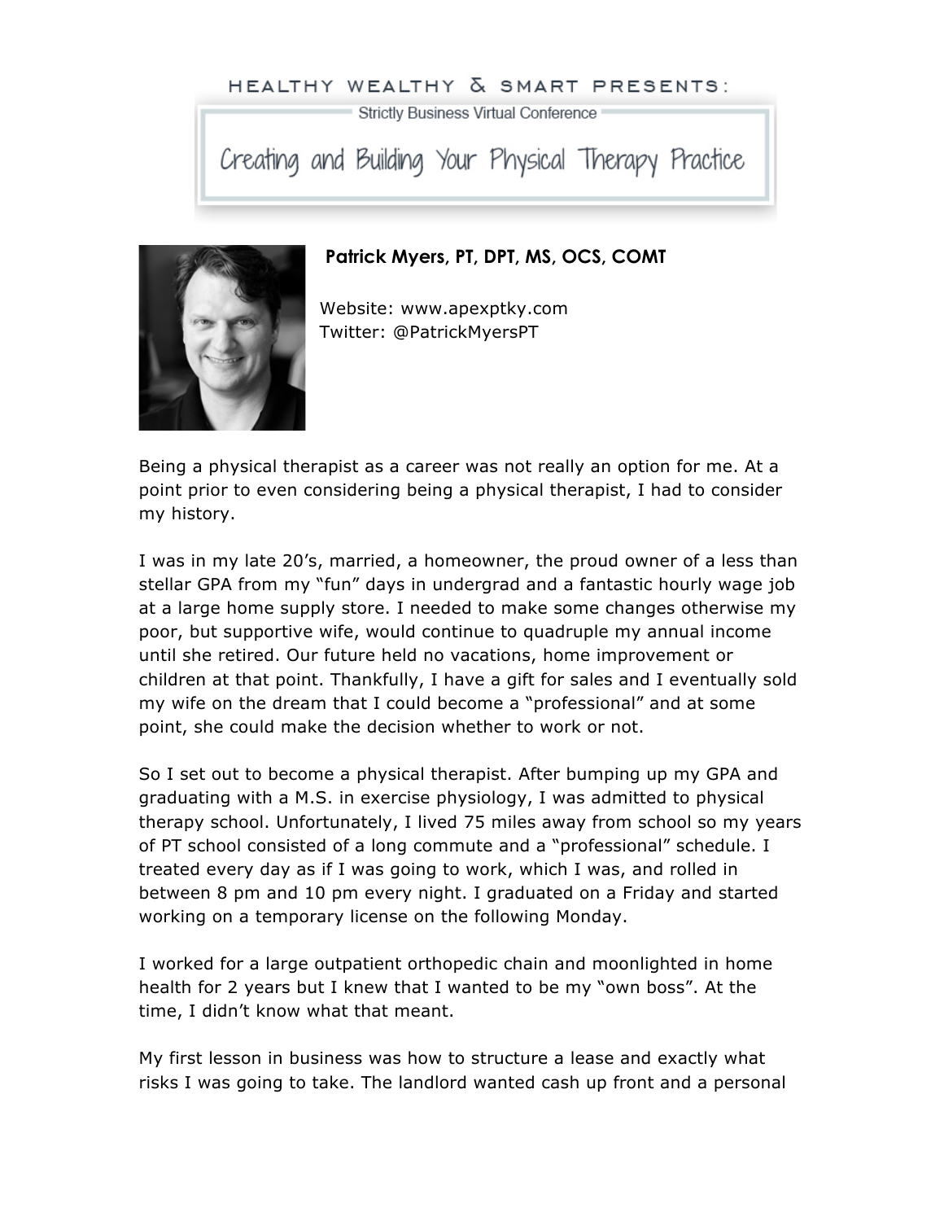HEALTHY WEALTHY & SMART PRESENTS:

Strictly Business Virtual Conference

# Creating and Building Your Physical Therapy Practice

**Patrick Myers, PT, DPT, MS, OCS, COMT**

Website: www.apexptky.com
Twitter: @PatrickMyersPT

Being a physical therapist as a career was not really an option for me. At a point prior to even considering being a physical therapist, I had to consider my history.

I was in my late 20's, married, a homeowner, the proud owner of a less than stellar GPA from my "fun" days in undergrad and a fantastic hourly wage job at a large home supply store. I needed to make some changes otherwise my poor, but supportive wife, would continue to quadruple my annual income until she retired. Our future held no vacations, home improvement or children at that point. Thankfully, I have a gift for sales and I eventually sold my wife on the dream that I could become a "professional" and at some point, she could make the decision whether to work or not.

So I set out to become a physical therapist. After bumping up my GPA and graduating with a M.S. in exercise physiology, I was admitted to physical therapy school. Unfortunately, I lived 75 miles away from school so my years of PT school consisted of a long commute and a "professional" schedule. I treated every day as if I was going to work, which I was, and rolled in between 8 pm and 10 pm every night. I graduated on a Friday and started working on a temporary license on the following Monday.

I worked for a large outpatient orthopedic chain and moonlighted in home health for 2 years but I knew that I wanted to be my "own boss". At the time, I didn't know what that meant.

My first lesson in business was how to structure a lease and exactly what risks I was going to take. The landlord wanted cash up front and a personal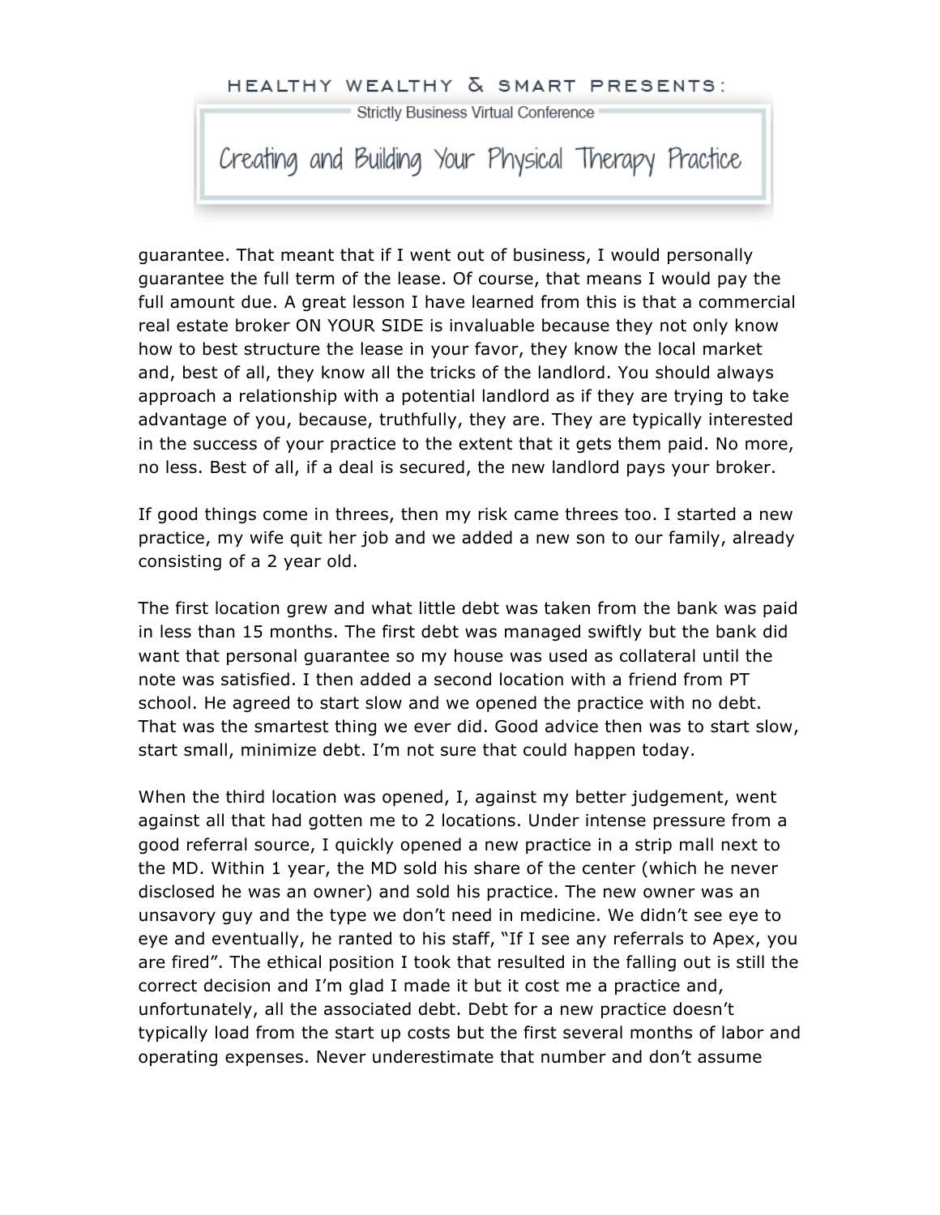guarantee. That meant that if I went out of business, I would personally guarantee the full term of the lease. Of course, that means I would pay the full amount due. A great lesson I have learned from this is that a commercial real estate broker ON YOUR SIDE is invaluable because they not only know how to best structure the lease in your favor, they know the local market and, best of all, they know all the tricks of the landlord. You should always approach a relationship with a potential landlord as if they are trying to take advantage of you, because, truthfully, they are. They are typically interested in the success of your practice to the extent that it gets them paid. No more, no less. Best of all, if a deal is secured, the new landlord pays your broker.

If good things come in threes, then my risk came threes too. I started a new practice, my wife quit her job and we added a new son to our family, already consisting of a 2 year old.

The first location grew and what little debt was taken from the bank was paid in less than 15 months. The first debt was managed swiftly but the bank did want that personal guarantee so my house was used as collateral until the note was satisfied. I then added a second location with a friend from PT school. He agreed to start slow and we opened the practice with no debt. That was the smartest thing we ever did. Good advice then was to start slow, start small, minimize debt. I'm not sure that could happen today.

When the third location was opened, I, against my better judgement, went against all that had gotten me to 2 locations. Under intense pressure from a good referral source, I quickly opened a new practice in a strip mall next to the MD. Within 1 year, the MD sold his share of the center (which he never disclosed he was an owner) and sold his practice. The new owner was an unsavory guy and the type we don't need in medicine. We didn't see eye to eye and eventually, he ranted to his staff, "If I see any referrals to Apex, you are fired". The ethical position I took that resulted in the falling out is still the correct decision and I'm glad I made it but it cost me a practice and, unfortunately, all the associated debt. Debt for a new practice doesn't typically load from the start up costs but the first several months of labor and operating expenses. Never underestimate that number and don't assume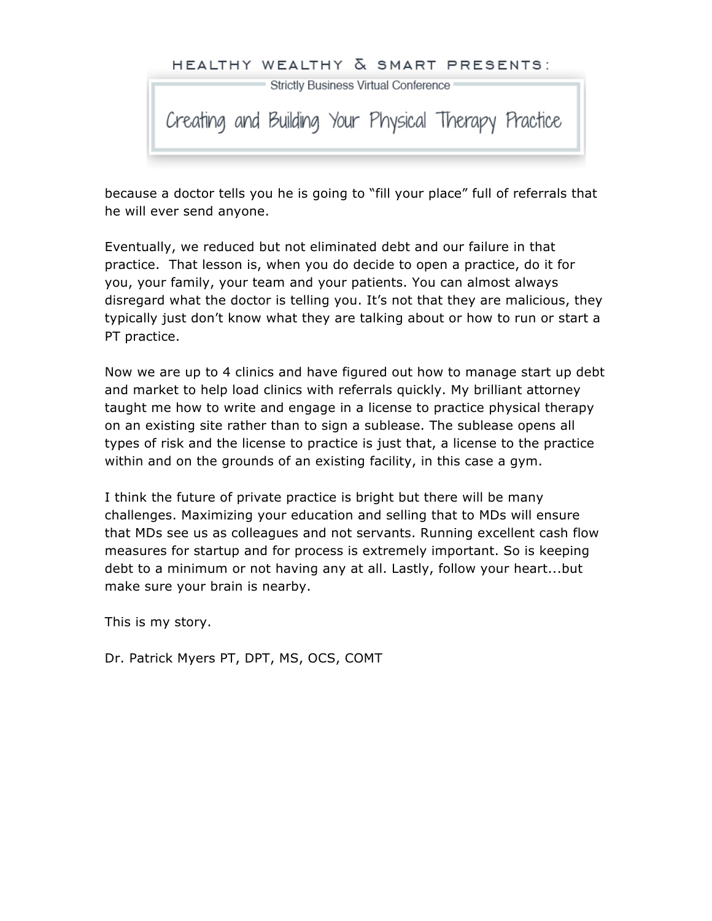because a doctor tells you he is going to "fill your place" full of referrals that he will ever send anyone.

Eventually, we reduced but not eliminated debt and our failure in that practice. That lesson is, when you do decide to open a practice, do it for you, your family, your team and your patients. You can almost always disregard what the doctor is telling you. It's not that they are malicious, they typically just don't know what they are talking about or how to run or start a PT practice.

Now we are up to 4 clinics and have figured out how to manage start up debt and market to help load clinics with referrals quickly. My brilliant attorney taught me how to write and engage in a license to practice physical therapy on an existing site rather than to sign a sublease. The sublease opens all types of risk and the license to practice is just that, a license to the practice within and on the grounds of an existing facility, in this case a gym.

I think the future of private practice is bright but there will be many challenges. Maximizing your education and selling that to MDs will ensure that MDs see us as colleagues and not servants. Running excellent cash flow measures for startup and for process is extremely important. So is keeping debt to a minimum or not having any at all. Lastly, follow your heart...but make sure your brain is nearby.

This is my story.

Dr. Patrick Myers PT, DPT, MS, OCS, COMT